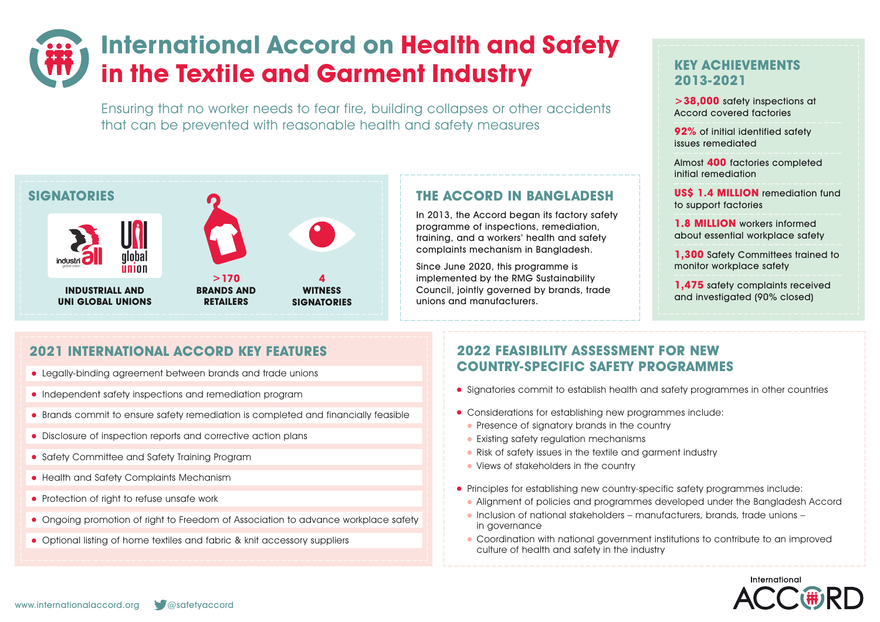# International Accord on Health and Safety in the Textile and Garment Industry

Ensuring that no worker needs to fear fire, building collapses or other accidents that can be prevented with reasonable health and safety measures

## SIGNATORIES

**INDUSTRIALL AND UNI GLOBAL UNIONS**

**>170 BRANDS AND RETAILERS**

**4 WITNESS SIGNATORIES**

## THE ACCORD IN BANGLADESH

In 2013, the Accord began its factory safety programme of inspections, remediation, training, and a workers' health and safety complaints mechanism in Bangladesh.

Since June 2020, this programme is implemented by the RMG Sustainability Council, jointly governed by brands, trade unions and manufacturers.

## KEY ACHIEVEMENTS 2013-2021

- **>38,000** safety inspections at Accord covered factories
- **92%** of initial identified safety issues remediated
- Almost **400** factories completed initial remediation
- **US$ 1.4 MILLION** remediation fund to support factories
- **1.8 MILLION** workers informed about essential workplace safety
- **1,300** Safety Committees trained to monitor workplace safety
- **1,475** safety complaints received and investigated (90% closed)

## 2021 INTERNATIONAL ACCORD KEY FEATURES

- Legally-binding agreement between brands and trade unions
- Independent safety inspections and remediation program
- Brands commit to ensure safety remediation is completed and financially feasible
- Disclosure of inspection reports and corrective action plans
- Safety Committee and Safety Training Program
- Health and Safety Complaints Mechanism
- Protection of right to refuse unsafe work
- Ongoing promotion of right to Freedom of Association to advance workplace safety
- Optional listing of home textiles and fabric & knit accessory suppliers

## 2022 FEASIBILITY ASSESSMENT FOR NEW COUNTRY-SPECIFIC SAFETY PROGRAMMES

- Signatories commit to establish health and safety programmes in other countries
- Considerations for establishing new programmes include:
  - Presence of signatory brands in the country
  - Existing safety regulation mechanisms
  - Risk of safety issues in the textile and garment industry
  - Views of stakeholders in the country
- Principles for establishing new country-specific safety programmes include:
  - Alignment of policies and programmes developed under the Bangladesh Accord
  - Inclusion of national stakeholders – manufacturers, brands, trade unions – in governance
  - Coordination with national government institutions to contribute to an improved culture of health and safety in the industry

www.internationalaccord.org @safetyaccord

International ACCORD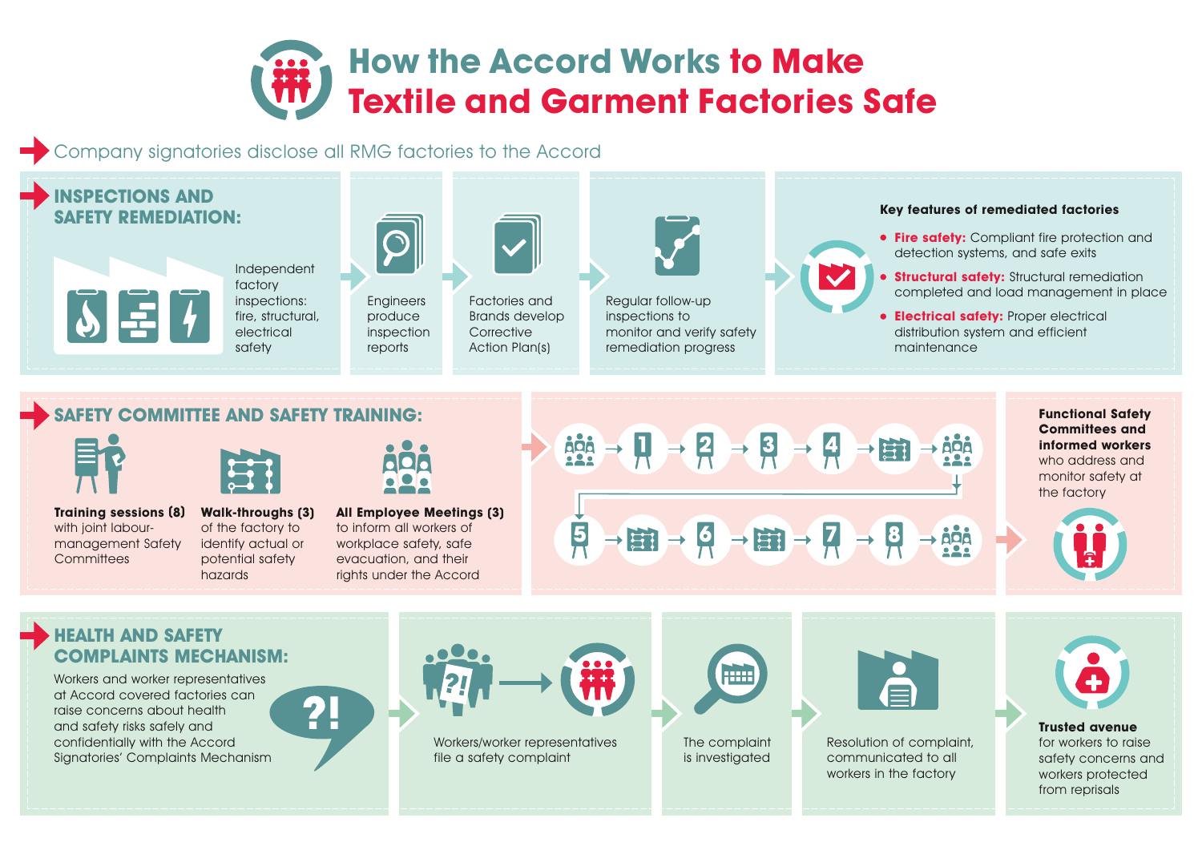# How the Accord Works to Make Textile and Garment Factories Safe

Company signatories disclose all RMG factories to the Accord

## INSPECTIONS AND SAFETY REMEDIATION:

Independent factory inspections: fire, structural, electrical safety

Engineers produce inspection reports

Factories and Brands develop Corrective Action Plan(s)

Regular follow-up inspections to monitor and verify safety remediation progress

**Key features of remediated factories**

- **Fire safety:** Compliant fire protection and detection systems, and safe exits
- **Structural safety:** Structural remediation completed and load management in place
- **Electrical safety:** Proper electrical distribution system and efficient maintenance

## SAFETY COMMITTEE AND SAFETY TRAINING:

**Training sessions (8)** with joint labour-management Safety Committees

**Walk-throughs (3)** of the factory to identify actual or potential safety hazards

**All Employee Meetings (3)** to inform all workers of workplace safety, safe evacuation, and their rights under the Accord

1
2
3
4
5
6
7
8

**Functional Safety Committees and informed workers** who address and monitor safety at the factory

## HEALTH AND SAFETY COMPLAINTS MECHANISM:

Workers and worker representatives at Accord covered factories can raise concerns about health and safety risks safely and confidentially with the Accord Signatories' Complaints Mechanism

?!

Workers/worker representatives file a safety complaint

The complaint is investigated

Resolution of complaint, communicated to all workers in the factory

**Trusted avenue** for workers to raise safety concerns and workers protected from reprisals